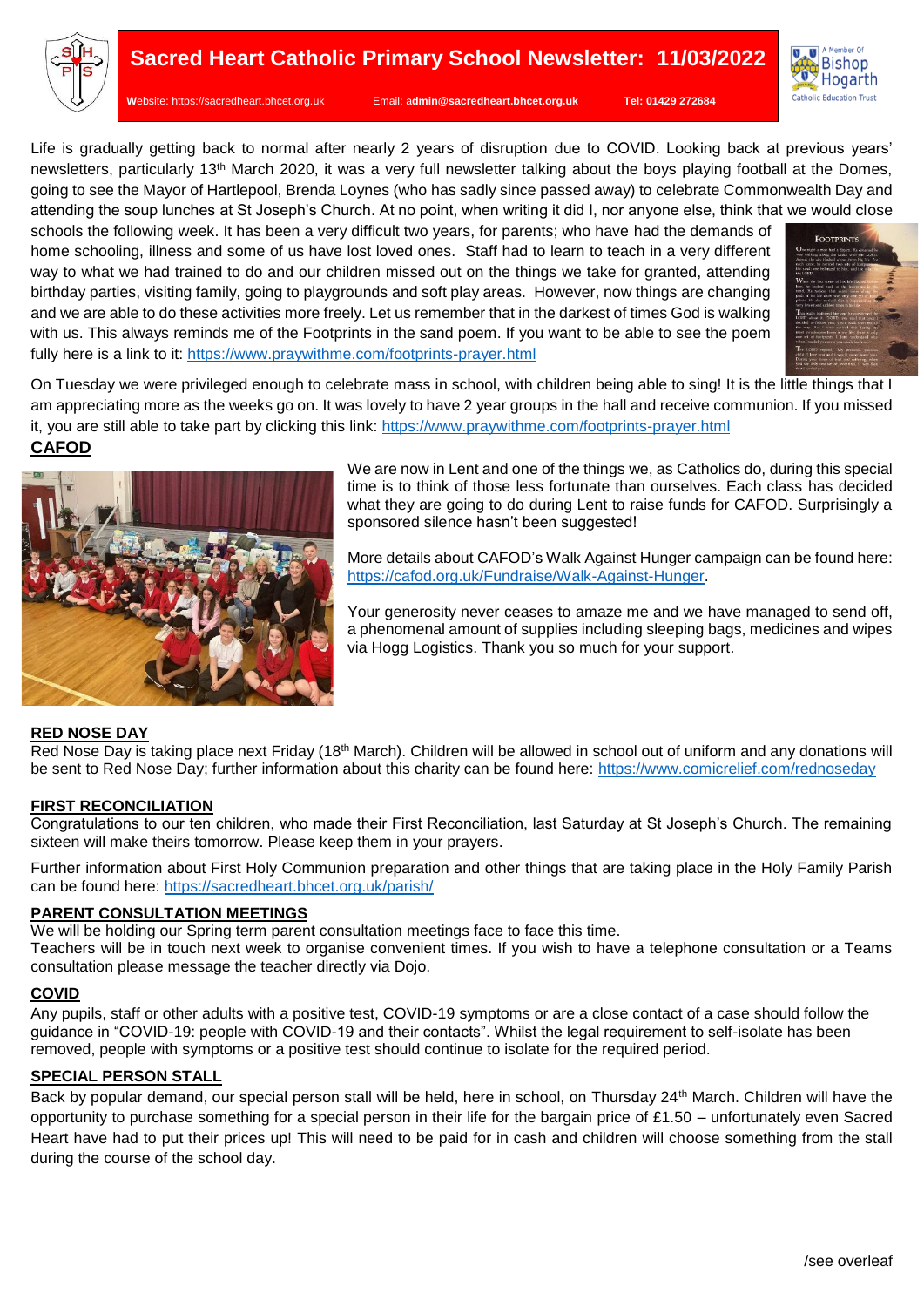# Sacred Heart Catholic Primary School Newsletter: 11/03/2022

Website: https://sacredheart.bhcet.org.uk Email: admin@sacredheart.bhcet.org.uk **Tel: 01429 272684**

Life is gradually getting back to normal after nearly 2 years of disruption due to COVID. Looking back at previous years' newsletters, particularly 13th March 2020, it was a very full newsletter talking about the boys playing football at the Domes, going to see the Mayor of Hartlepool, Brenda Loynes (who has sadly since passed away) to celebrate Commonwealth Day and attending the soup lunches at St Joseph's Church. At no point, when writing it did I, nor anyone else, think that we would close schools the following week. It has been a very difficult two years, for parents; who have had the demands of home schooling, illness and some of us have lost loved ones. Staff had to learn to teach in a very different way to what we had trained to do and our children missed out on the things we take for granted, attending birthday parties, visiting family, going to playgrounds and soft play areas. However, now things are changing and we are able to do these activities more freely. Let us remember that in the darkest of times God is walking with us. This always reminds me of the Footprints in the sand poem. If you want to be able to see the poem fully here is a link to it: https://www.praywithme.com/footprints-prayer.html

On Tuesday we were privileged enough to celebrate mass in school, with children being able to sing! It is the little things that I am appreciating more as the weeks go on. It was lovely to have 2 year groups in the hall and receive communion. If you missed it, you are still able to take part by clicking this link: https://www.praywithme.com/footprints-prayer.html

## CAFOD

We are now in Lent and one of the things we, as Catholics do, during this special time is to think of those less fortunate than ourselves. Each class has decided what they are going to do during Lent to raise funds for CAFOD. Surprisingly a sponsored silence hasn't been suggested!

More details about CAFOD's Walk Against Hunger campaign can be found here: https://cafod.org.uk/Fundraise/Walk-Against-Hunger.

Your generosity never ceases to amaze me and we have managed to send off, a phenomenal amount of supplies including sleeping bags, medicines and wipes via Hogg Logistics. Thank you so much for your support.

## RED NOSE DAY

Red Nose Day is taking place next Friday (18th March). Children will be allowed in school out of uniform and any donations will be sent to Red Nose Day; further information about this charity can be found here: https://www.comicrelief.com/rednoseday

## FIRST RECONCILIATION

Congratulations to our ten children, who made their First Reconciliation, last Saturday at St Joseph's Church. The remaining sixteen will make theirs tomorrow. Please keep them in your prayers.

Further information about First Holy Communion preparation and other things that are taking place in the Holy Family Parish can be found here: https://sacredheart.bhcet.org.uk/parish/

## PARENT CONSULTATION MEETINGS

We will be holding our Spring term parent consultation meetings face to face this time.
Teachers will be in touch next week to organise convenient times. If you wish to have a telephone consultation or a Teams consultation please message the teacher directly via Dojo.

## COVID

Any pupils, staff or other adults with a positive test, COVID-19 symptoms or are a close contact of a case should follow the guidance in "COVID-19: people with COVID-19 and their contacts". Whilst the legal requirement to self-isolate has been removed, people with symptoms or a positive test should continue to isolate for the required period.

## SPECIAL PERSON STALL

Back by popular demand, our special person stall will be held, here in school, on Thursday 24th March. Children will have the opportunity to purchase something for a special person in their life for the bargain price of £1.50 – unfortunately even Sacred Heart have had to put their prices up! This will need to be paid for in cash and children will choose something from the stall during the course of the school day.

/see overleaf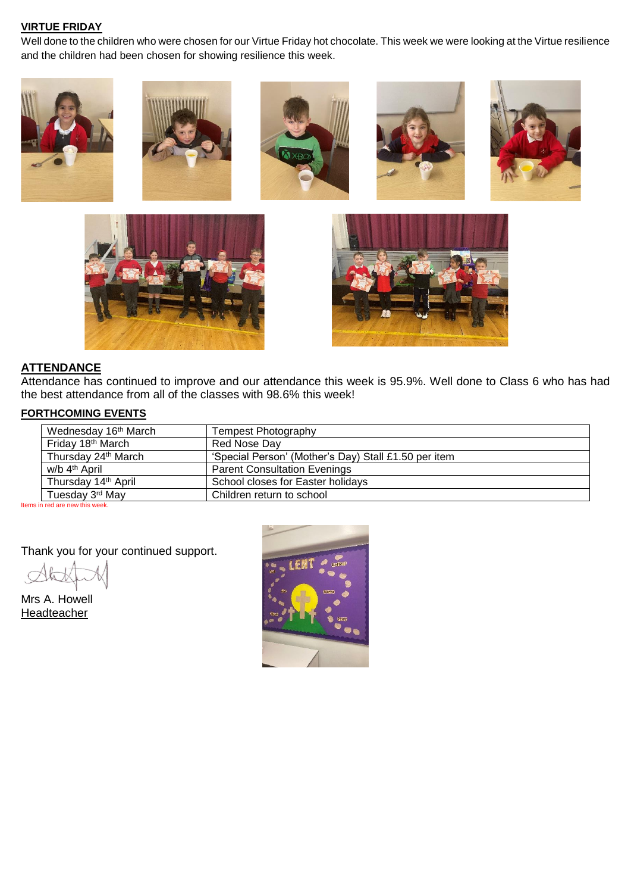**VIRTUE FRIDAY**

Well done to the children who were chosen for our Virtue Friday hot chocolate. This week we were looking at the Virtue resilience and the children had been chosen for showing resilience this week.

**ATTENDANCE**

Attendance has continued to improve and our attendance this week is 95.9%. Well done to Class 6 who has had the best attendance from all of the classes with 98.6% this week!

**FORTHCOMING EVENTS**

| | |
|---|---|
| Wednesday 16th March | Tempest Photography |
| Friday 18th March | Red Nose Day |
| Thursday 24th March | 'Special Person' (Mother's Day) Stall £1.50 per item |
| w/b 4th April | Parent Consultation Evenings |
| Thursday 14th April | School closes for Easter holidays |
| Tuesday 3rd May | Children return to school |

Items in red are new this week.

Thank you for your continued support.

Mrs A. Howell
Headteacher